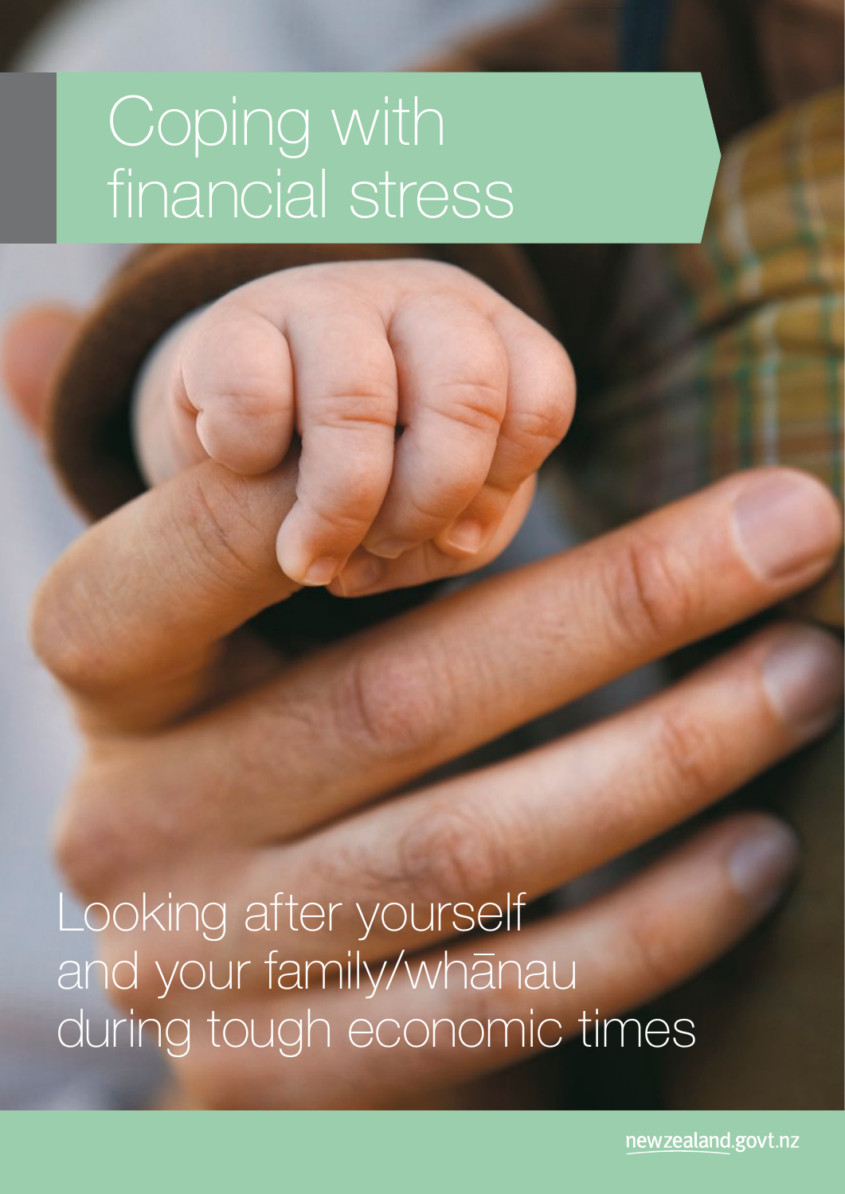# Coping with financial stress

## Looking after yourself and your family/whānau during tough economic times

newzealand.govt.nz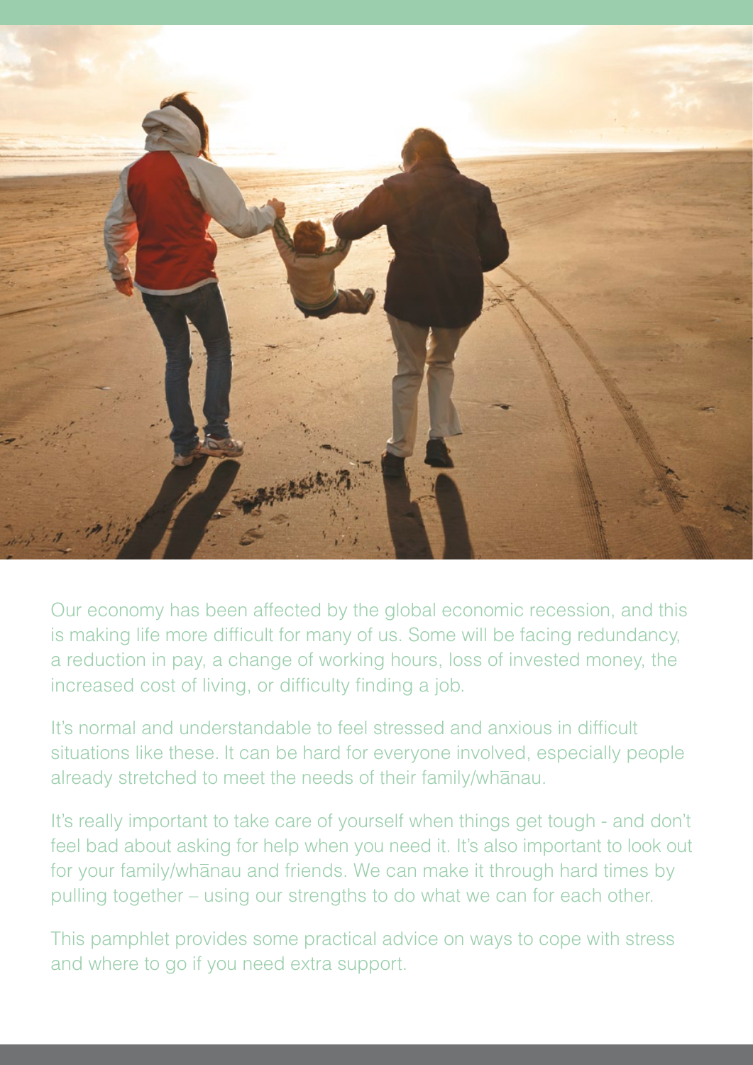Our economy has been affected by the global economic recession, and this is making life more difficult for many of us. Some will be facing redundancy, a reduction in pay, a change of working hours, loss of invested money, the increased cost of living, or difficulty finding a job.

It's normal and understandable to feel stressed and anxious in difficult situations like these. It can be hard for everyone involved, especially people already stretched to meet the needs of their family/whānau.

It's really important to take care of yourself when things get tough - and don't feel bad about asking for help when you need it. It's also important to look out for your family/whānau and friends. We can make it through hard times by pulling together – using our strengths to do what we can for each other.

This pamphlet provides some practical advice on ways to cope with stress and where to go if you need extra support.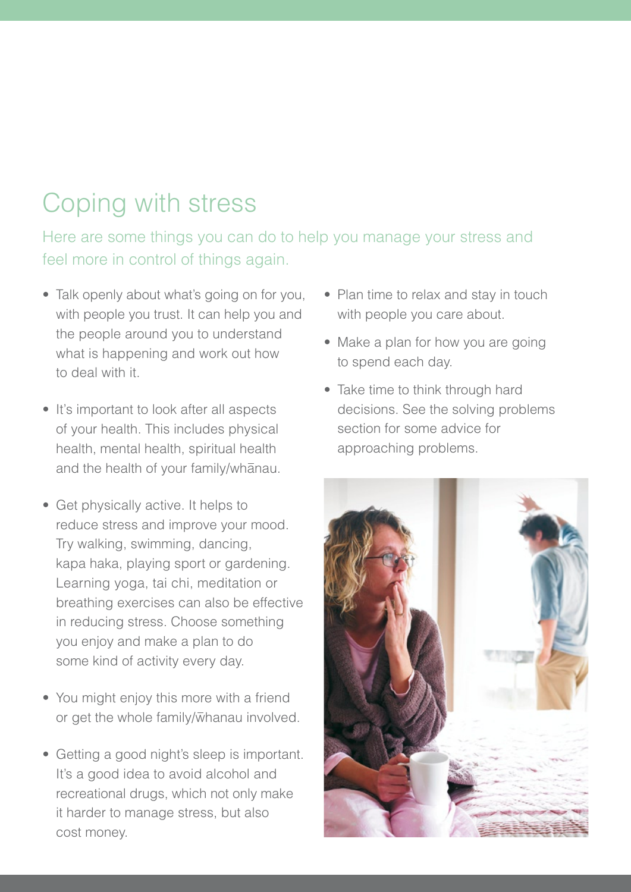## Coping with stress

Here are some things you can do to help you manage your stress and feel more in control of things again.

- Talk openly about what's going on for you, with people you trust. It can help you and the people around you to understand what is happening and work out how to deal with it.
- It's important to look after all aspects of your health. This includes physical health, mental health, spiritual health and the health of your family/whānau.
- Get physically active. It helps to reduce stress and improve your mood. Try walking, swimming, dancing, kapa haka, playing sport or gardening. Learning yoga, tai chi, meditation or breathing exercises can also be effective in reducing stress. Choose something you enjoy and make a plan to do some kind of activity every day.
- You might enjoy this more with a friend or get the whole family/whānau involved.
- Getting a good night's sleep is important. It's a good idea to avoid alcohol and recreational drugs, which not only make it harder to manage stress, but also cost money.
- Plan time to relax and stay in touch with people you care about.
- Make a plan for how you are going to spend each day.
- Take time to think through hard decisions. See the solving problems section for some advice for approaching problems.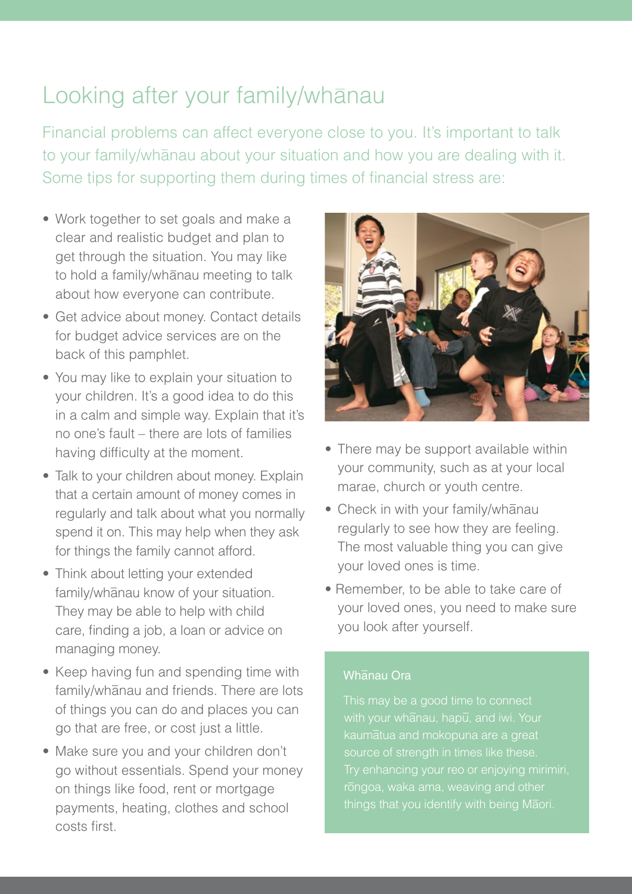# Looking after your family/whānau

Financial problems can affect everyone close to you. It's important to talk to your family/whānau about your situation and how you are dealing with it. Some tips for supporting them during times of financial stress are:

- Work together to set goals and make a clear and realistic budget and plan to get through the situation. You may like to hold a family/whānau meeting to talk about how everyone can contribute.
- Get advice about money. Contact details for budget advice services are on the back of this pamphlet.
- You may like to explain your situation to your children. It's a good idea to do this in a calm and simple way. Explain that it's no one's fault – there are lots of families having difficulty at the moment.
- Talk to your children about money. Explain that a certain amount of money comes in regularly and talk about what you normally spend it on. This may help when they ask for things the family cannot afford.
- Think about letting your extended family/whānau know of your situation. They may be able to help with child care, finding a job, a loan or advice on managing money.
- Keep having fun and spending time with family/whānau and friends. There are lots of things you can do and places you can go that are free, or cost just a little.
- Make sure you and your children don't go without essentials. Spend your money on things like food, rent or mortgage payments, heating, clothes and school costs first.
- There may be support available within your community, such as at your local marae, church or youth centre.
- Check in with your family/whānau regularly to see how they are feeling. The most valuable thing you can give your loved ones is time.
- Remember, to be able to take care of your loved ones, you need to make sure you look after yourself.

### Whānau Ora

This may be a good time to connect with your whānau, hapū, and iwi. Your kaumātua and mokopuna are a great source of strength in times like these. Try enhancing your reo or enjoying mirimiri, rōngoa, waka ama, weaving and other things that you identify with being Māori.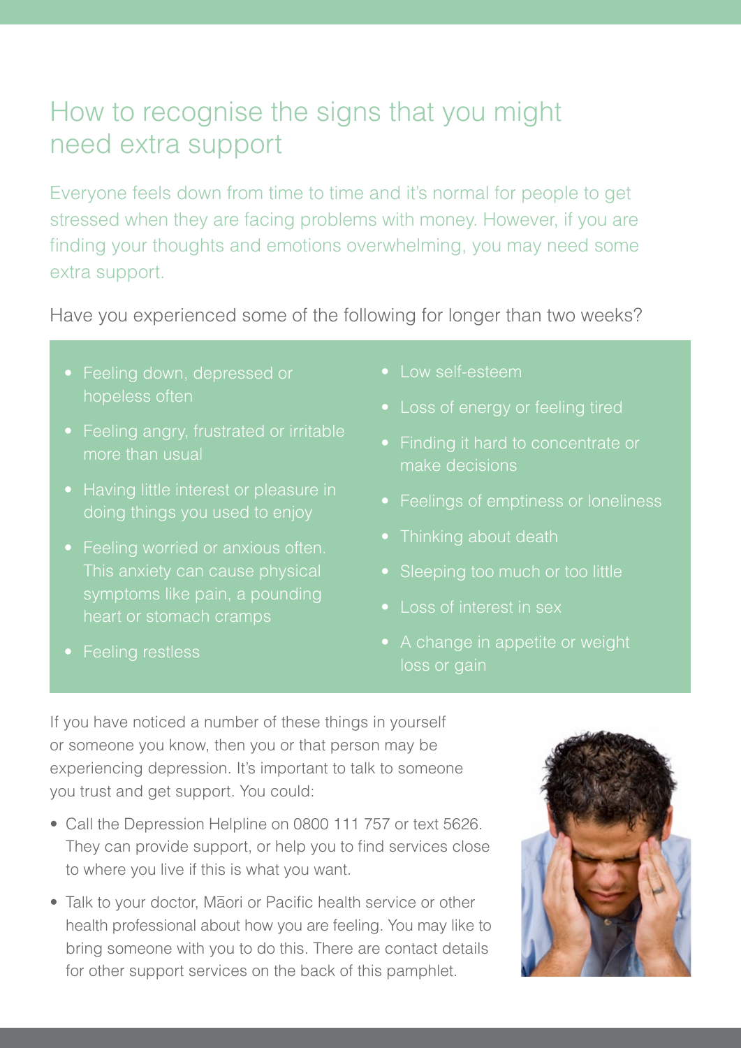# How to recognise the signs that you might need extra support

Everyone feels down from time to time and it's normal for people to get stressed when they are facing problems with money. However, if you are finding your thoughts and emotions overwhelming, you may need some extra support.

Have you experienced some of the following for longer than two weeks?

- Feeling down, depressed or hopeless often
- Feeling angry, frustrated or irritable more than usual
- Having little interest or pleasure in doing things you used to enjoy
- Feeling worried or anxious often. This anxiety can cause physical symptoms like pain, a pounding heart or stomach cramps
- Feeling restless
- Low self-esteem
- Loss of energy or feeling tired
- Finding it hard to concentrate or make decisions
- Feelings of emptiness or loneliness
- Thinking about death
- Sleeping too much or too little
- Loss of interest in sex
- A change in appetite or weight loss or gain

If you have noticed a number of these things in yourself or someone you know, then you or that person may be experiencing depression. It's important to talk to someone you trust and get support. You could:

- Call the Depression Helpline on 0800 111 757 or text 5626. They can provide support, or help you to find services close to where you live if this is what you want.
- Talk to your doctor, Māori or Pacific health service or other health professional about how you are feeling. You may like to bring someone with you to do this. There are contact details for other support services on the back of this pamphlet.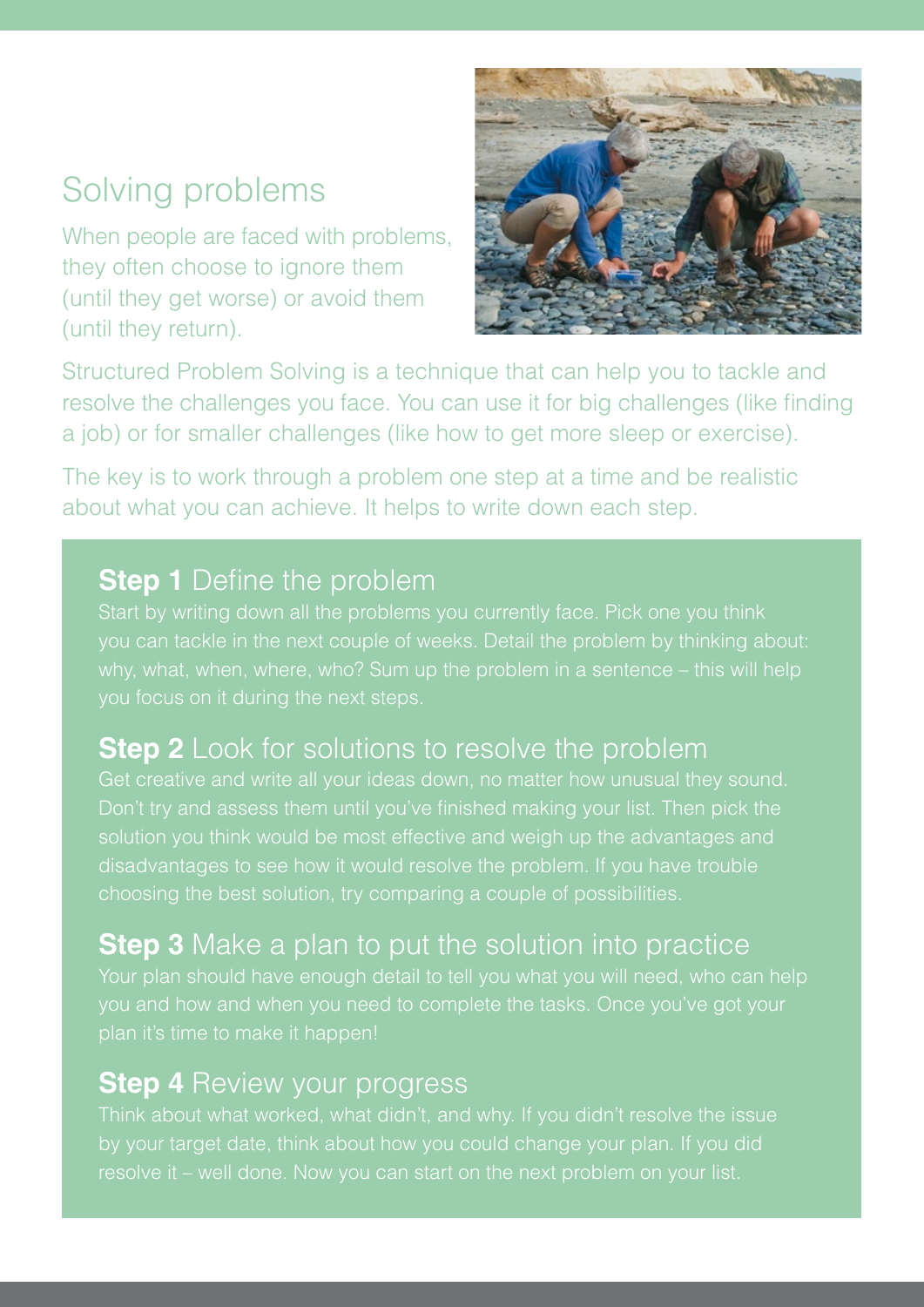## Solving problems

When people are faced with problems, they often choose to ignore them (until they get worse) or avoid them (until they return).

Structured Problem Solving is a technique that can help you to tackle and resolve the challenges you face. You can use it for big challenges (like finding a job) or for smaller challenges (like how to get more sleep or exercise).

The key is to work through a problem one step at a time and be realistic about what you can achieve. It helps to write down each step.

### **Step 1** Define the problem

Start by writing down all the problems you currently face. Pick one you think you can tackle in the next couple of weeks. Detail the problem by thinking about: why, what, when, where, who? Sum up the problem in a sentence – this will help you focus on it during the next steps.

### **Step 2** Look for solutions to resolve the problem

Get creative and write all your ideas down, no matter how unusual they sound. Don't try and assess them until you've finished making your list. Then pick the solution you think would be most effective and weigh up the advantages and disadvantages to see how it would resolve the problem. If you have trouble choosing the best solution, try comparing a couple of possibilities.

### **Step 3** Make a plan to put the solution into practice

Your plan should have enough detail to tell you what you will need, who can help you and how and when you need to complete the tasks. Once you've got your plan it's time to make it happen!

### **Step 4** Review your progress

Think about what worked, what didn't, and why. If you didn't resolve the issue by your target date, think about how you could change your plan. If you did resolve it – well done. Now you can start on the next problem on your list.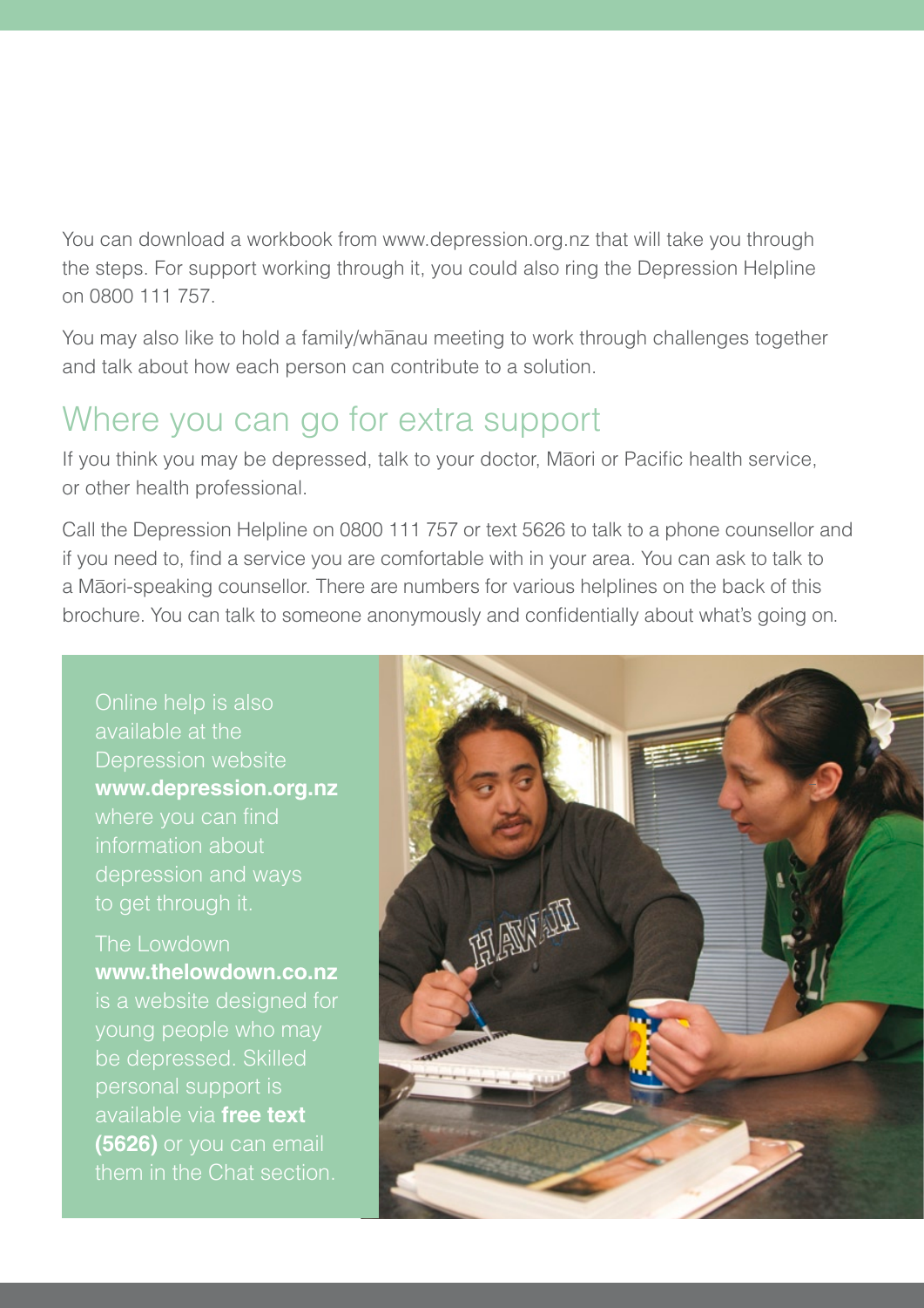You can download a workbook from www.depression.org.nz that will take you through the steps. For support working through it, you could also ring the Depression Helpline on 0800 111 757.

You may also like to hold a family/whānau meeting to work through challenges together and talk about how each person can contribute to a solution.

## Where you can go for extra support

If you think you may be depressed, talk to your doctor, Māori or Pacific health service, or other health professional.

Call the Depression Helpline on 0800 111 757 or text 5626 to talk to a phone counsellor and if you need to, find a service you are comfortable with in your area. You can ask to talk to a Māori-speaking counsellor. There are numbers for various helplines on the back of this brochure. You can talk to someone anonymously and confidentially about what's going on.

Online help is also available at the Depression website **www.depression.org.nz** where you can find information about depression and ways to get through it.

The Lowdown **www.thelowdown.co.nz** is a website designed for young people who may be depressed. Skilled personal support is available via **free text (5626)** or you can email them in the Chat section.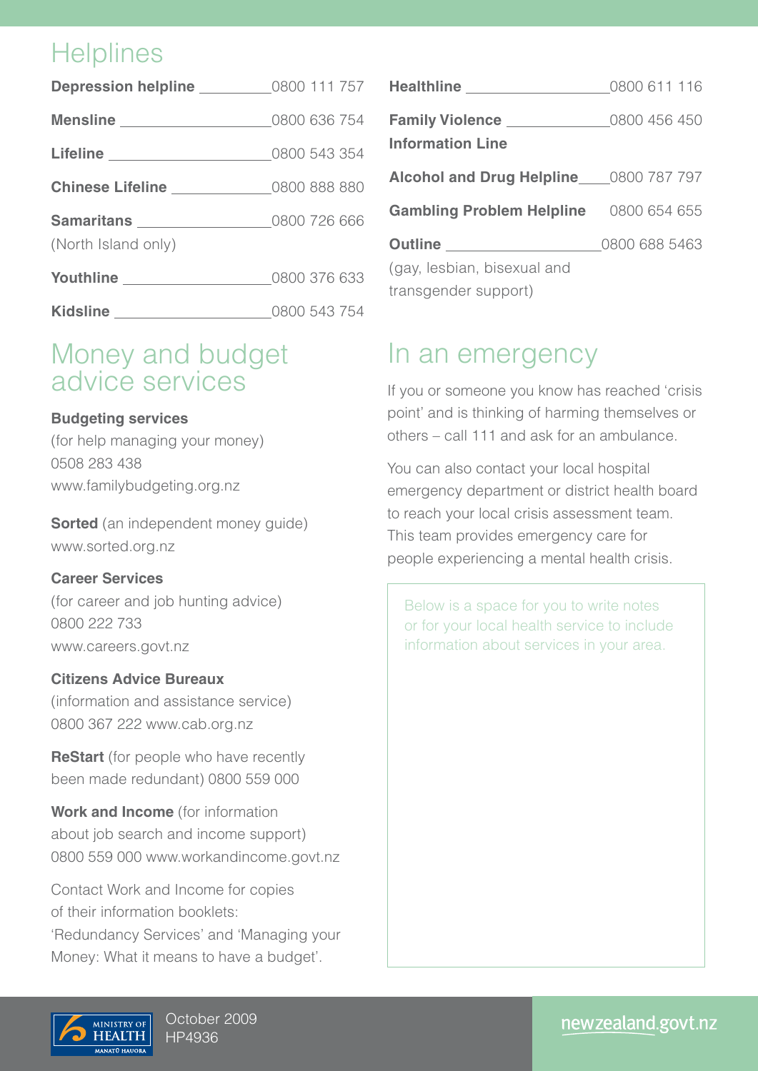## Helplines

**Depression helpline** 0800 111 757

**Mensline** 0800 636 754

**Lifeline** 0800 543 354

**Chinese Lifeline** 0800 888 880

**Samaritans** 0800 726 666
(North Island only)

**Youthline** 0800 376 633

**Kidsline** 0800 543 754

**Healthline** 0800 611 116

**Family Violence Information Line** 0800 456 450

**Alcohol and Drug Helpline** 0800 787 797

**Gambling Problem Helpline** 0800 654 655

**Outline** 0800 688 5463
(gay, lesbian, bisexual and transgender support)

## Money and budget advice services

**Budgeting services**
(for help managing your money)
0508 283 438
www.familybudgeting.org.nz

**Sorted** (an independent money guide)
www.sorted.org.nz

**Career Services**
(for career and job hunting advice)
0800 222 733
www.careers.govt.nz

**Citizens Advice Bureaux**
(information and assistance service)
0800 367 222 www.cab.org.nz

**ReStart** (for people who have recently been made redundant) 0800 559 000

**Work and Income** (for information about job search and income support)
0800 559 000 www.workandincome.govt.nz

Contact Work and Income for copies of their information booklets: 'Redundancy Services' and 'Managing your Money: What it means to have a budget'.

## In an emergency

If you or someone you know has reached 'crisis point' and is thinking of harming themselves or others – call 111 and ask for an ambulance.

You can also contact your local hospital emergency department or district health board to reach your local crisis assessment team. This team provides emergency care for people experiencing a mental health crisis.

Below is a space for you to write notes or for your local health service to include information about services in your area.

MINISTRY OF HEALTH
MANATŪ HAUORA

October 2009
HP4936

newzealand.govt.nz